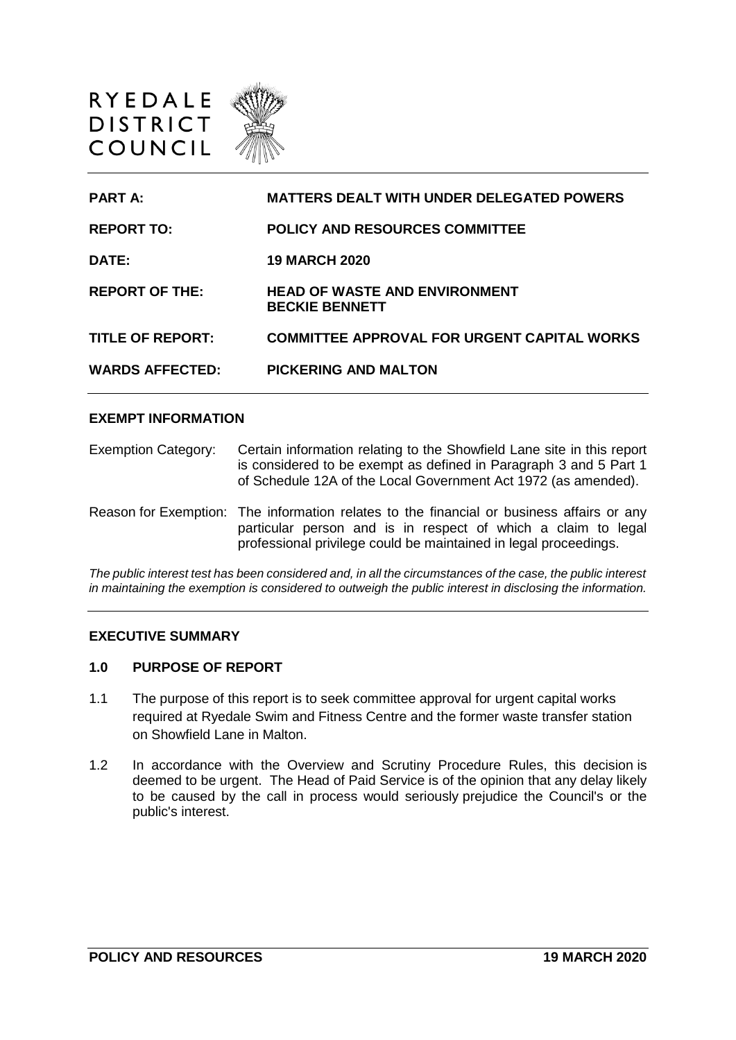RYEDALE DISTRICT COUNCIL

| | |
|---|---|
| **PART A:** | **MATTERS DEALT WITH UNDER DELEGATED POWERS** |
| **REPORT TO:** | **POLICY AND RESOURCES COMMITTEE** |
| **DATE:** | **19 MARCH 2020** |
| **REPORT OF THE:** | **HEAD OF WASTE AND ENVIRONMENT BECKIE BENNETT** |
| **TITLE OF REPORT:** | **COMMITTEE APPROVAL FOR URGENT CAPITAL WORKS** |
| **WARDS AFFECTED:** | **PICKERING AND MALTON** |

## EXEMPT INFORMATION

Exemption Category: Certain information relating to the Showfield Lane site in this report is considered to be exempt as defined in Paragraph 3 and 5 Part 1 of Schedule 12A of the Local Government Act 1972 (as amended).

Reason for Exemption: The information relates to the financial or business affairs or any particular person and is in respect of which a claim to legal professional privilege could be maintained in legal proceedings.

*The public interest test has been considered and, in all the circumstances of the case, the public interest in maintaining the exemption is considered to outweigh the public interest in disclosing the information.*

## EXECUTIVE SUMMARY

### 1.0 PURPOSE OF REPORT

1.1 The purpose of this report is to seek committee approval for urgent capital works required at Ryedale Swim and Fitness Centre and the former waste transfer station on Showfield Lane in Malton.

1.2 In accordance with the Overview and Scrutiny Procedure Rules, this decision is deemed to be urgent. The Head of Paid Service is of the opinion that any delay likely to be caused by the call in process would seriously prejudice the Council's or the public's interest.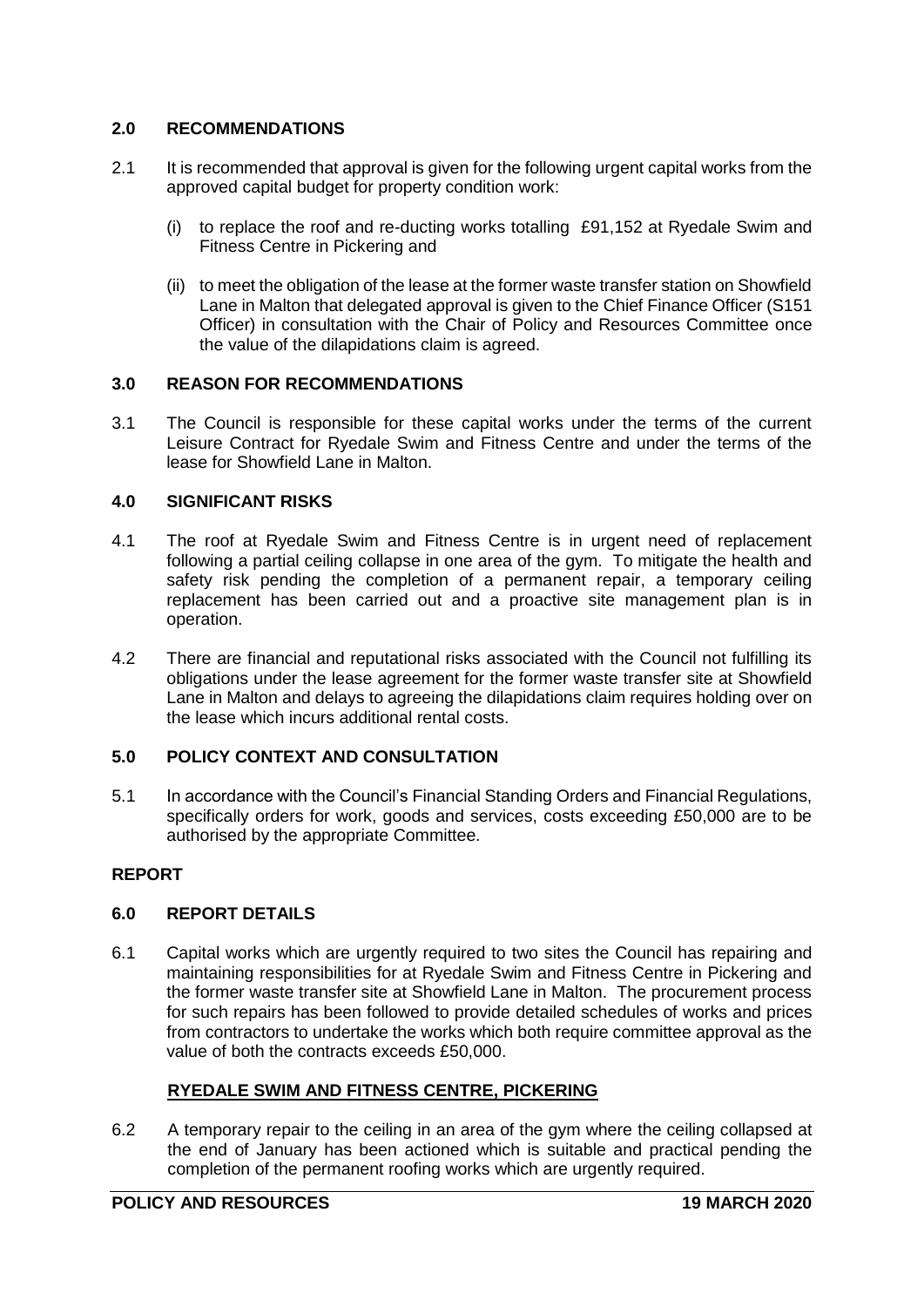## 2.0 RECOMMENDATIONS

2.1 It is recommended that approval is given for the following urgent capital works from the approved capital budget for property condition work:

(i) to replace the roof and re-ducting works totalling £91,152 at Ryedale Swim and Fitness Centre in Pickering and

(ii) to meet the obligation of the lease at the former waste transfer station on Showfield Lane in Malton that delegated approval is given to the Chief Finance Officer (S151 Officer) in consultation with the Chair of Policy and Resources Committee once the value of the dilapidations claim is agreed.

## 3.0 REASON FOR RECOMMENDATIONS

3.1 The Council is responsible for these capital works under the terms of the current Leisure Contract for Ryedale Swim and Fitness Centre and under the terms of the lease for Showfield Lane in Malton.

## 4.0 SIGNIFICANT RISKS

4.1 The roof at Ryedale Swim and Fitness Centre is in urgent need of replacement following a partial ceiling collapse in one area of the gym. To mitigate the health and safety risk pending the completion of a permanent repair, a temporary ceiling replacement has been carried out and a proactive site management plan is in operation.

4.2 There are financial and reputational risks associated with the Council not fulfilling its obligations under the lease agreement for the former waste transfer site at Showfield Lane in Malton and delays to agreeing the dilapidations claim requires holding over on the lease which incurs additional rental costs.

## 5.0 POLICY CONTEXT AND CONSULTATION

5.1 In accordance with the Council's Financial Standing Orders and Financial Regulations, specifically orders for work, goods and services, costs exceeding £50,000 are to be authorised by the appropriate Committee.

## REPORT

## 6.0 REPORT DETAILS

6.1 Capital works which are urgently required to two sites the Council has repairing and maintaining responsibilities for at Ryedale Swim and Fitness Centre in Pickering and the former waste transfer site at Showfield Lane in Malton. The procurement process for such repairs has been followed to provide detailed schedules of works and prices from contractors to undertake the works which both require committee approval as the value of both the contracts exceeds £50,000.

### RYEDALE SWIM AND FITNESS CENTRE, PICKERING

6.2 A temporary repair to the ceiling in an area of the gym where the ceiling collapsed at the end of January has been actioned which is suitable and practical pending the completion of the permanent roofing works which are urgently required.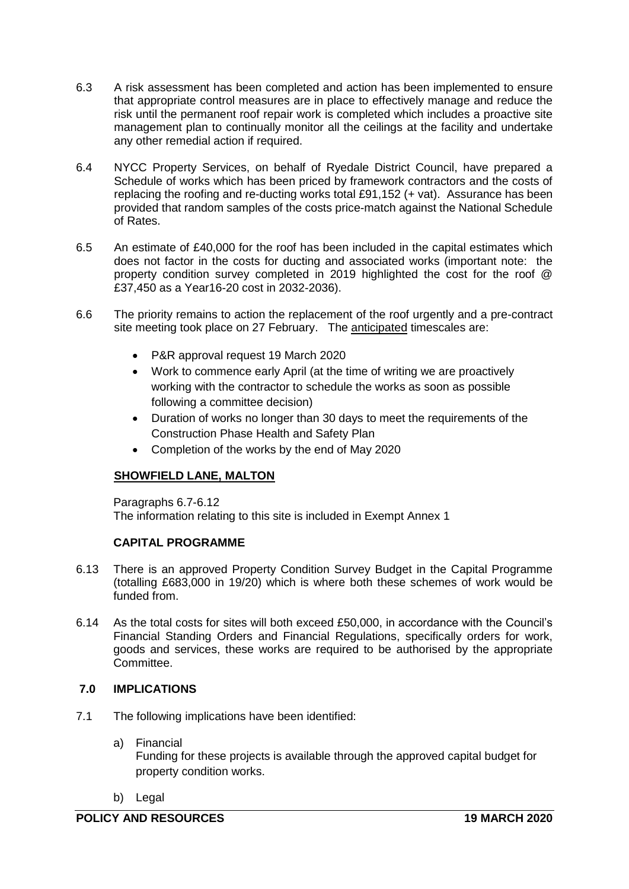6.3 A risk assessment has been completed and action has been implemented to ensure that appropriate control measures are in place to effectively manage and reduce the risk until the permanent roof repair work is completed which includes a proactive site management plan to continually monitor all the ceilings at the facility and undertake any other remedial action if required.

6.4 NYCC Property Services, on behalf of Ryedale District Council, have prepared a Schedule of works which has been priced by framework contractors and the costs of replacing the roofing and re-ducting works total £91,152 (+ vat). Assurance has been provided that random samples of the costs price-match against the National Schedule of Rates.

6.5 An estimate of £40,000 for the roof has been included in the capital estimates which does not factor in the costs for ducting and associated works (important note: the property condition survey completed in 2019 highlighted the cost for the roof @ £37,450 as a Year16-20 cost in 2032-2036).

6.6 The priority remains to action the replacement of the roof urgently and a pre-contract site meeting took place on 27 February. The anticipated timescales are:

- P&R approval request 19 March 2020
- Work to commence early April (at the time of writing we are proactively working with the contractor to schedule the works as soon as possible following a committee decision)
- Duration of works no longer than 30 days to meet the requirements of the Construction Phase Health and Safety Plan
- Completion of the works by the end of May 2020

**SHOWFIELD LANE, MALTON**

Paragraphs 6.7-6.12
The information relating to this site is included in Exempt Annex 1

**CAPITAL PROGRAMME**

6.13 There is an approved Property Condition Survey Budget in the Capital Programme (totalling £683,000 in 19/20) which is where both these schemes of work would be funded from.

6.14 As the total costs for sites will both exceed £50,000, in accordance with the Council's Financial Standing Orders and Financial Regulations, specifically orders for work, goods and services, these works are required to be authorised by the appropriate Committee.

## 7.0 IMPLICATIONS

7.1 The following implications have been identified:

a) Financial
Funding for these projects is available through the approved capital budget for property condition works.

b) Legal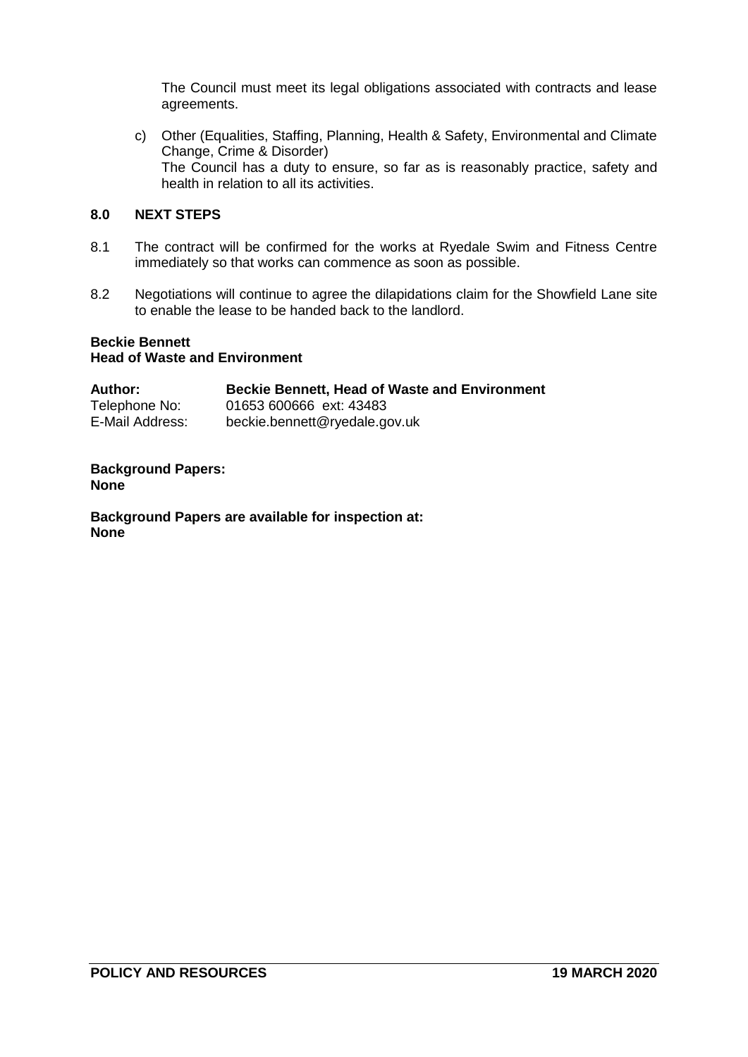The Council must meet its legal obligations associated with contracts and lease agreements.

c) Other (Equalities, Staffing, Planning, Health & Safety, Environmental and Climate Change, Crime & Disorder)
The Council has a duty to ensure, so far as is reasonably practice, safety and health in relation to all its activities.

## 8.0 NEXT STEPS

8.1 The contract will be confirmed for the works at Ryedale Swim and Fitness Centre immediately so that works can commence as soon as possible.

8.2 Negotiations will continue to agree the dilapidations claim for the Showfield Lane site to enable the lease to be handed back to the landlord.

**Beckie Bennett**
**Head of Waste and Environment**

**Author:** **Beckie Bennett, Head of Waste and Environment**
Telephone No: 01653 600666 ext: 43483
E-Mail Address: beckie.bennett@ryedale.gov.uk

**Background Papers:**
**None**

**Background Papers are available for inspection at:**
**None**